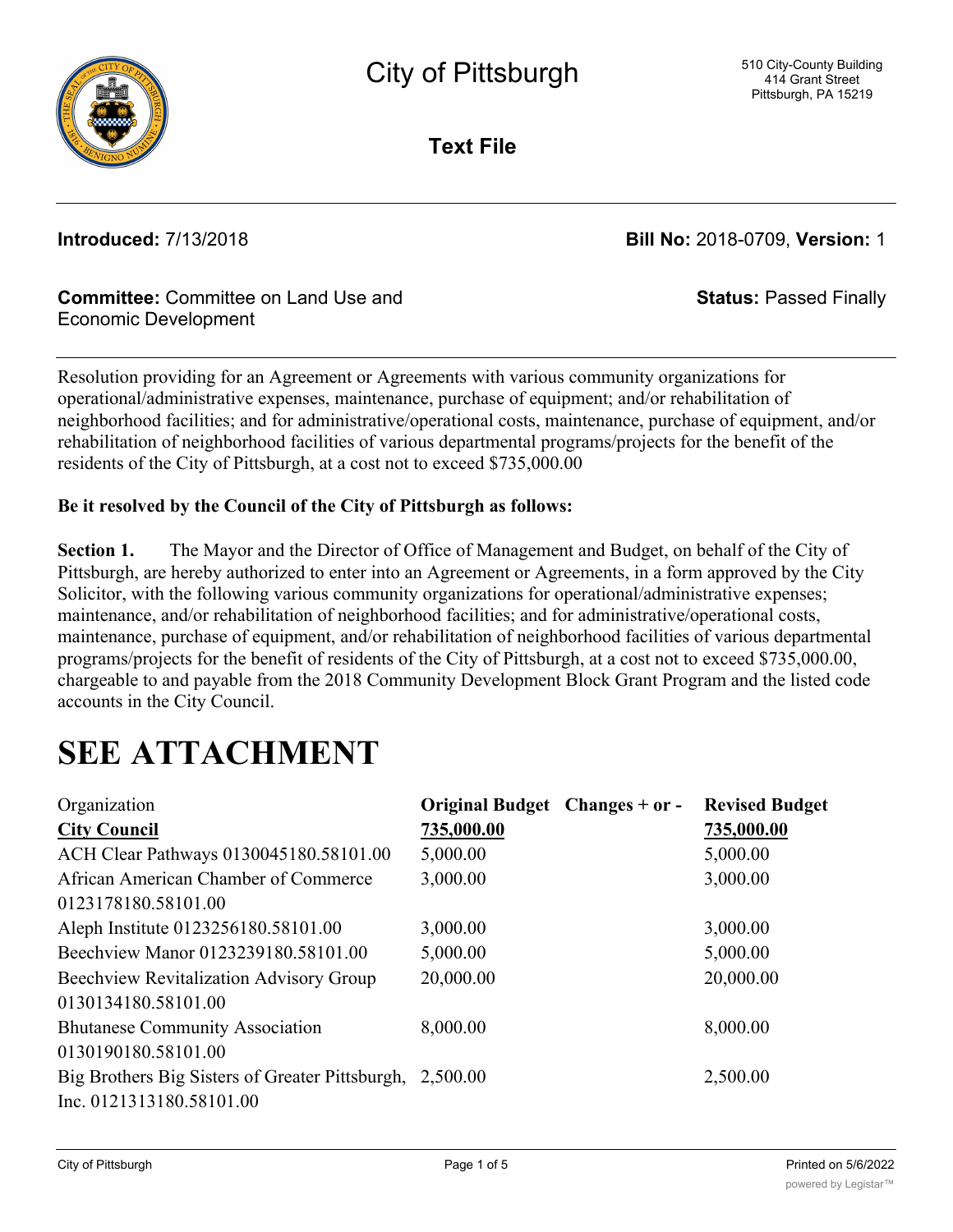# City of Pittsburgh

510 City-County Building
414 Grant Street
Pittsburgh, PA 15219

**Text File**

**Introduced:** 7/13/2018

**Bill No:** 2018-0709, **Version:** 1

**Committee:** Committee on Land Use and Economic Development

**Status:** Passed Finally

Resolution providing for an Agreement or Agreements with various community organizations for operational/administrative expenses, maintenance, purchase of equipment; and/or rehabilitation of neighborhood facilities; and for administrative/operational costs, maintenance, purchase of equipment, and/or rehabilitation of neighborhood facilities of various departmental programs/projects for the benefit of the residents of the City of Pittsburgh, at a cost not to exceed $735,000.00

**Be it resolved by the Council of the City of Pittsburgh as follows:**

**Section 1.** The Mayor and the Director of Office of Management and Budget, on behalf of the City of Pittsburgh, are hereby authorized to enter into an Agreement or Agreements, in a form approved by the City Solicitor, with the following various community organizations for operational/administrative expenses; maintenance, and/or rehabilitation of neighborhood facilities; and for administrative/operational costs, maintenance, purchase of equipment, and/or rehabilitation of neighborhood facilities of various departmental programs/projects for the benefit of residents of the City of Pittsburgh, at a cost not to exceed $735,000.00, chargeable to and payable from the 2018 Community Development Block Grant Program and the listed code accounts in the City Council.

# SEE ATTACHMENT

| Organization | Original Budget | Changes + or - | Revised Budget |
|---|---|---|---|
| **City Council** | **735,000.00** | | **735,000.00** |
| ACH Clear Pathways 0130045180.58101.00 | 5,000.00 | | 5,000.00 |
| African American Chamber of Commerce 0123178180.58101.00 | 3,000.00 | | 3,000.00 |
| Aleph Institute 0123256180.58101.00 | 3,000.00 | | 3,000.00 |
| Beechview Manor 0123239180.58101.00 | 5,000.00 | | 5,000.00 |
| Beechview Revitalization Advisory Group 0130134180.58101.00 | 20,000.00 | | 20,000.00 |
| Bhutanese Community Association 0130190180.58101.00 | 8,000.00 | | 8,000.00 |
| Big Brothers Big Sisters of Greater Pittsburgh, Inc. 0121313180.58101.00 | 2,500.00 | | 2,500.00 |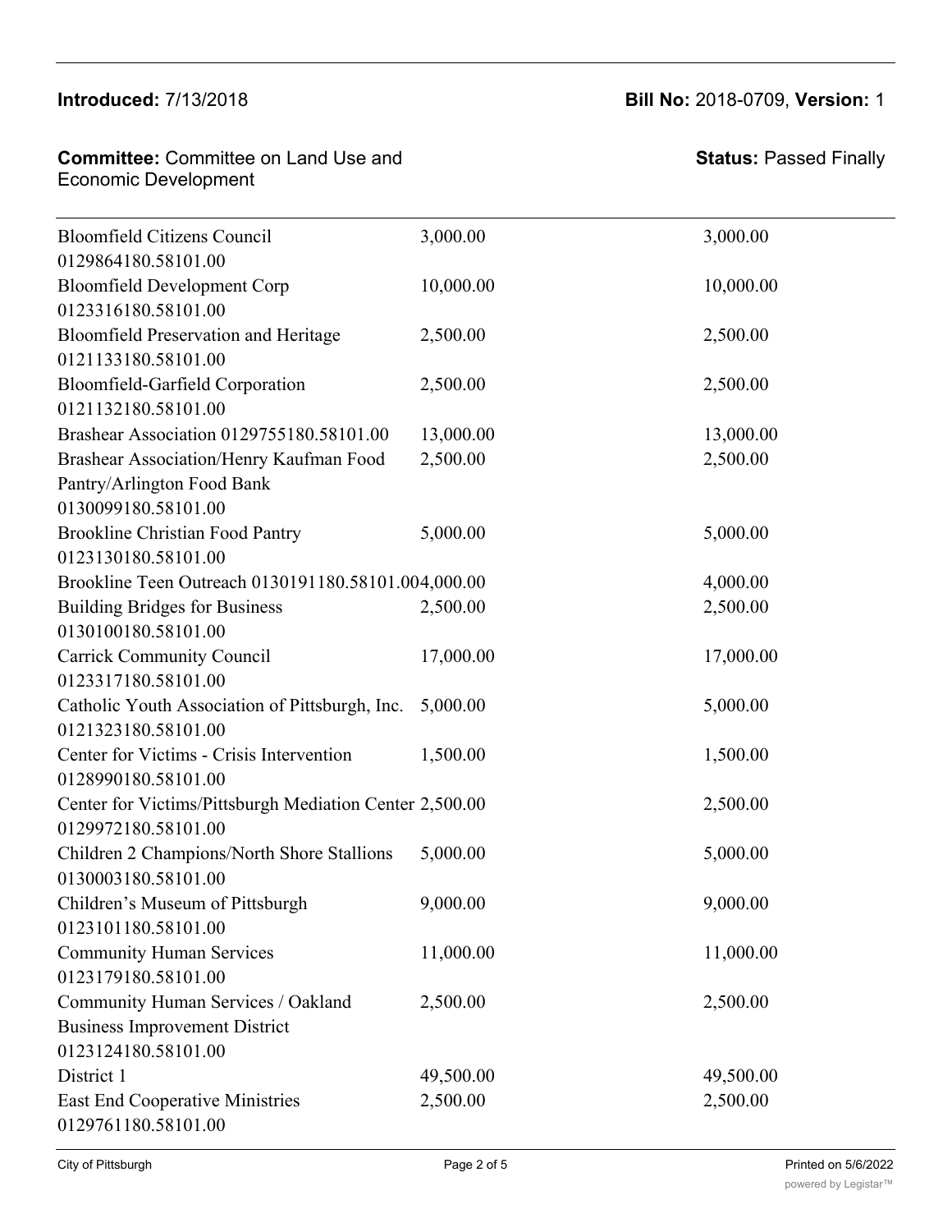**Introduced:** 7/13/2018

**Bill No:** 2018-0709, **Version:** 1

**Committee:** Committee on Land Use and Economic Development

**Status:** Passed Finally

| | | |
|---|---|---|
| Bloomfield Citizens Council 0129864180.58101.00 | 3,000.00 | 3,000.00 |
| Bloomfield Development Corp 0123316180.58101.00 | 10,000.00 | 10,000.00 |
| Bloomfield Preservation and Heritage 0121133180.58101.00 | 2,500.00 | 2,500.00 |
| Bloomfield-Garfield Corporation 0121132180.58101.00 | 2,500.00 | 2,500.00 |
| Brashear Association 0129755180.58101.00 | 13,000.00 | 13,000.00 |
| Brashear Association/Henry Kaufman Food Pantry/Arlington Food Bank 0130099180.58101.00 | 2,500.00 | 2,500.00 |
| Brookline Christian Food Pantry 0123130180.58101.00 | 5,000.00 | 5,000.00 |
| Brookline Teen Outreach 0130191180.58101.00 | 4,000.00 | 4,000.00 |
| Building Bridges for Business 0130100180.58101.00 | 2,500.00 | 2,500.00 |
| Carrick Community Council 0123317180.58101.00 | 17,000.00 | 17,000.00 |
| Catholic Youth Association of Pittsburgh, Inc. 0121323180.58101.00 | 5,000.00 | 5,000.00 |
| Center for Victims - Crisis Intervention 0128990180.58101.00 | 1,500.00 | 1,500.00 |
| Center for Victims/Pittsburgh Mediation Center 0129972180.58101.00 | 2,500.00 | 2,500.00 |
| Children 2 Champions/North Shore Stallions 0130003180.58101.00 | 5,000.00 | 5,000.00 |
| Children's Museum of Pittsburgh 0123101180.58101.00 | 9,000.00 | 9,000.00 |
| Community Human Services 0123179180.58101.00 | 11,000.00 | 11,000.00 |
| Community Human Services / Oakland Business Improvement District 0123124180.58101.00 | 2,500.00 | 2,500.00 |
| District 1 | 49,500.00 | 49,500.00 |
| East End Cooperative Ministries 0129761180.58101.00 | 2,500.00 | 2,500.00 |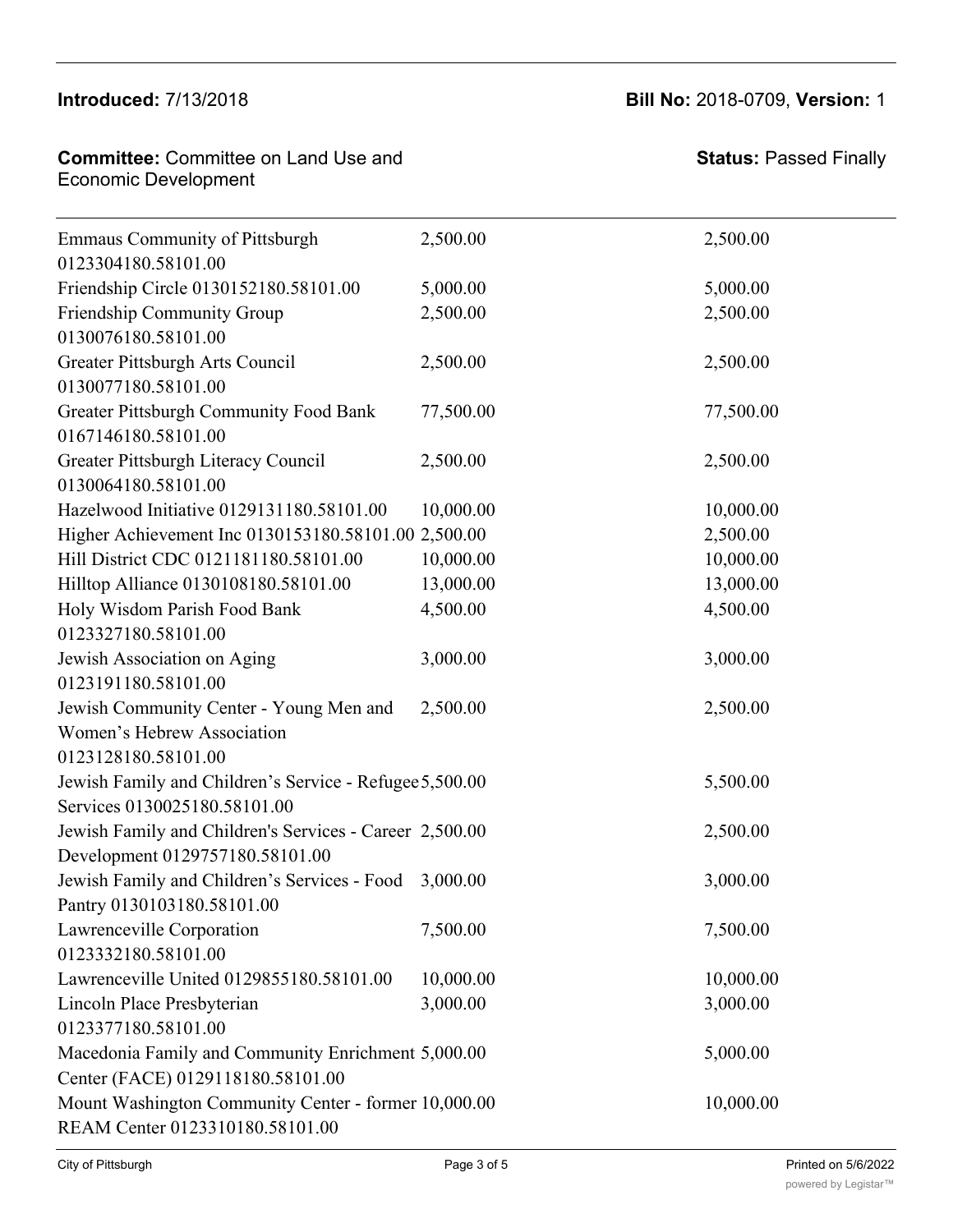**Introduced:** 7/13/2018 **Bill No:** 2018-0709, **Version:** 1

**Committee:** Committee on Land Use and Economic Development **Status:** Passed Finally

| | | |
|---|---|---|
| Emmaus Community of Pittsburgh 0123304180.58101.00 | 2,500.00 | 2,500.00 |
| Friendship Circle 0130152180.58101.00 | 5,000.00 | 5,000.00 |
| Friendship Community Group 0130076180.58101.00 | 2,500.00 | 2,500.00 |
| Greater Pittsburgh Arts Council 0130077180.58101.00 | 2,500.00 | 2,500.00 |
| Greater Pittsburgh Community Food Bank 0167146180.58101.00 | 77,500.00 | 77,500.00 |
| Greater Pittsburgh Literacy Council 0130064180.58101.00 | 2,500.00 | 2,500.00 |
| Hazelwood Initiative 0129131180.58101.00 | 10,000.00 | 10,000.00 |
| Higher Achievement Inc 0130153180.58101.00 | 2,500.00 | 2,500.00 |
| Hill District CDC 0121181180.58101.00 | 10,000.00 | 10,000.00 |
| Hilltop Alliance 0130108180.58101.00 | 13,000.00 | 13,000.00 |
| Holy Wisdom Parish Food Bank 0123327180.58101.00 | 4,500.00 | 4,500.00 |
| Jewish Association on Aging 0123191180.58101.00 | 3,000.00 | 3,000.00 |
| Jewish Community Center - Young Men and Women's Hebrew Association 0123128180.58101.00 | 2,500.00 | 2,500.00 |
| Jewish Family and Children's Service - Refugee Services 0130025180.58101.00 | 5,500.00 | 5,500.00 |
| Jewish Family and Children's Services - Career Development 0129757180.58101.00 | 2,500.00 | 2,500.00 |
| Jewish Family and Children's Services - Food Pantry 0130103180.58101.00 | 3,000.00 | 3,000.00 |
| Lawrenceville Corporation 0123332180.58101.00 | 7,500.00 | 7,500.00 |
| Lawrenceville United 0129855180.58101.00 | 10,000.00 | 10,000.00 |
| Lincoln Place Presbyterian 0123377180.58101.00 | 3,000.00 | 3,000.00 |
| Macedonia Family and Community Enrichment Center (FACE) 0129118180.58101.00 | 5,000.00 | 5,000.00 |
| Mount Washington Community Center - former REAM Center 0123310180.58101.00 | 10,000.00 | 10,000.00 |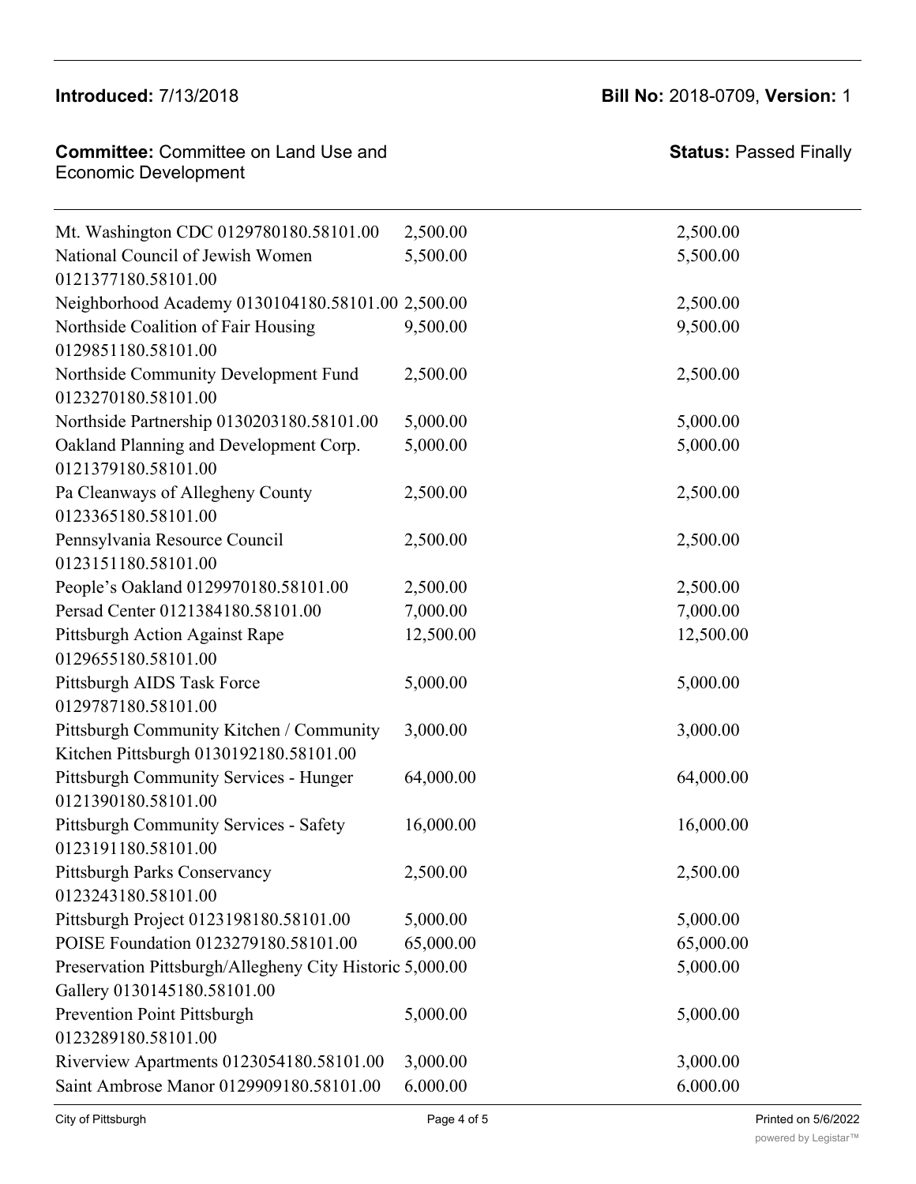**Introduced:** 7/13/2018

**Bill No:** 2018-0709, **Version:** 1

**Committee:** Committee on Land Use and Economic Development

**Status:** Passed Finally

| | | |
|---|---|---|
| Mt. Washington CDC 0129780180.58101.00 | 2,500.00 | 2,500.00 |
| National Council of Jewish Women 0121377180.58101.00 | 5,500.00 | 5,500.00 |
| Neighborhood Academy 0130104180.58101.00 | 2,500.00 | 2,500.00 |
| Northside Coalition of Fair Housing 0129851180.58101.00 | 9,500.00 | 9,500.00 |
| Northside Community Development Fund 0123270180.58101.00 | 2,500.00 | 2,500.00 |
| Northside Partnership 0130203180.58101.00 | 5,000.00 | 5,000.00 |
| Oakland Planning and Development Corp. 0121379180.58101.00 | 5,000.00 | 5,000.00 |
| Pa Cleanways of Allegheny County 0123365180.58101.00 | 2,500.00 | 2,500.00 |
| Pennsylvania Resource Council 0123151180.58101.00 | 2,500.00 | 2,500.00 |
| People's Oakland 0129970180.58101.00 | 2,500.00 | 2,500.00 |
| Persad Center 0121384180.58101.00 | 7,000.00 | 7,000.00 |
| Pittsburgh Action Against Rape 0129655180.58101.00 | 12,500.00 | 12,500.00 |
| Pittsburgh AIDS Task Force 0129787180.58101.00 | 5,000.00 | 5,000.00 |
| Pittsburgh Community Kitchen / Community Kitchen Pittsburgh 0130192180.58101.00 | 3,000.00 | 3,000.00 |
| Pittsburgh Community Services - Hunger 0121390180.58101.00 | 64,000.00 | 64,000.00 |
| Pittsburgh Community Services - Safety 0123191180.58101.00 | 16,000.00 | 16,000.00 |
| Pittsburgh Parks Conservancy 0123243180.58101.00 | 2,500.00 | 2,500.00 |
| Pittsburgh Project 0123198180.58101.00 | 5,000.00 | 5,000.00 |
| POISE Foundation 0123279180.58101.00 | 65,000.00 | 65,000.00 |
| Preservation Pittsburgh/Allegheny City Historic Gallery 0130145180.58101.00 | 5,000.00 | 5,000.00 |
| Prevention Point Pittsburgh 0123289180.58101.00 | 5,000.00 | 5,000.00 |
| Riverview Apartments 0123054180.58101.00 | 3,000.00 | 3,000.00 |
| Saint Ambrose Manor 0129909180.58101.00 | 6,000.00 | 6,000.00 |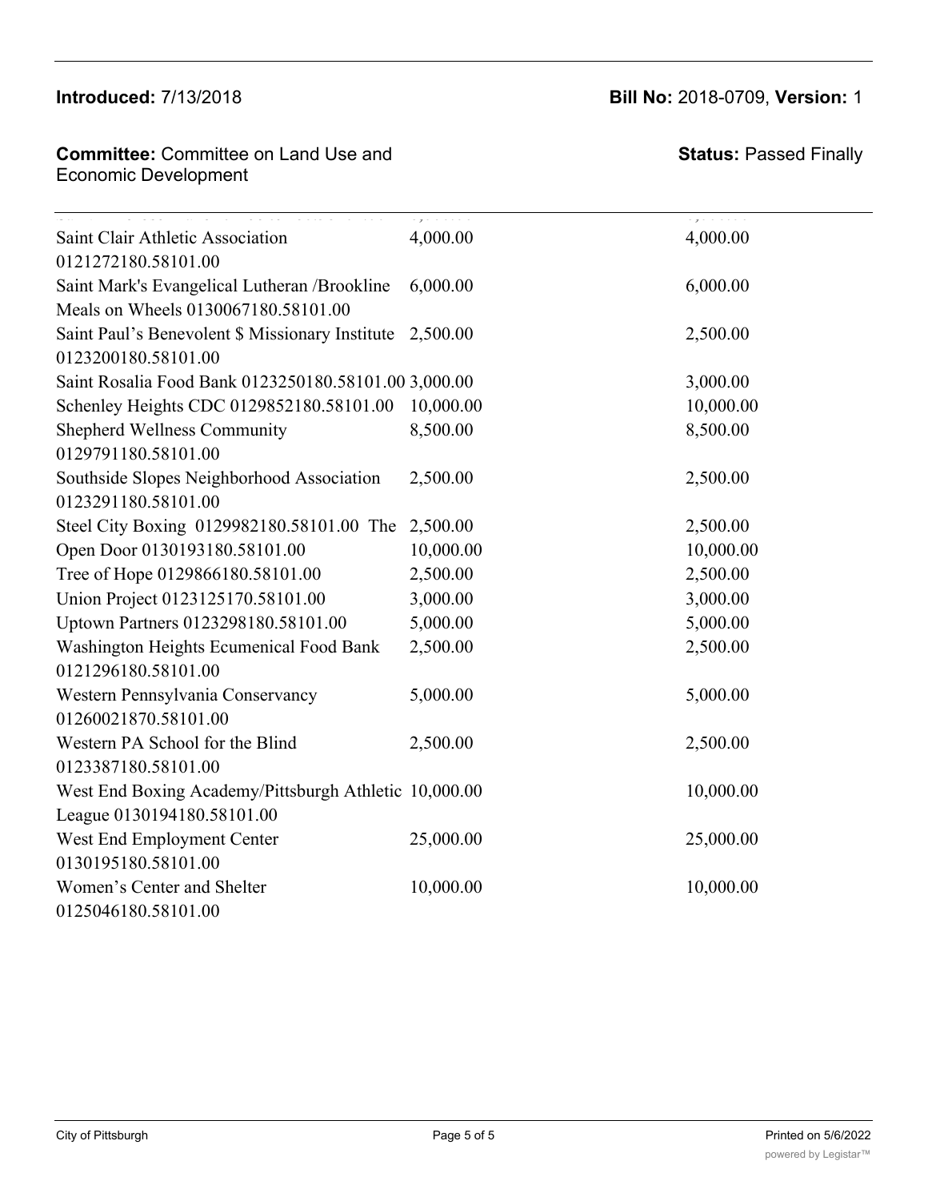**Introduced:** 7/13/2018

**Bill No:** 2018-0709, **Version:** 1

**Committee:** Committee on Land Use and Economic Development

**Status:** Passed Finally

| | | |
|---|---|---|
| Saint Clair Athletic Association 0121272180.58101.00 | 4,000.00 | 4,000.00 |
| Saint Mark's Evangelical Lutheran /Brookline Meals on Wheels 0130067180.58101.00 | 6,000.00 | 6,000.00 |
| Saint Paul's Benevolent $ Missionary Institute 0123200180.58101.00 | 2,500.00 | 2,500.00 |
| Saint Rosalia Food Bank 0123250180.58101.00 | 3,000.00 | 3,000.00 |
| Schenley Heights CDC 0129852180.58101.00 | 10,000.00 | 10,000.00 |
| Shepherd Wellness Community 0129791180.58101.00 | 8,500.00 | 8,500.00 |
| Southside Slopes Neighborhood Association 0123291180.58101.00 | 2,500.00 | 2,500.00 |
| Steel City Boxing 0129982180.58101.00 | 2,500.00 | 2,500.00 |
| The Open Door 0130193180.58101.00 | 10,000.00 | 10,000.00 |
| Tree of Hope 0129866180.58101.00 | 2,500.00 | 2,500.00 |
| Union Project 0123125170.58101.00 | 3,000.00 | 3,000.00 |
| Uptown Partners 0123298180.58101.00 | 5,000.00 | 5,000.00 |
| Washington Heights Ecumenical Food Bank 0121296180.58101.00 | 2,500.00 | 2,500.00 |
| Western Pennsylvania Conservancy 01260021870.58101.00 | 5,000.00 | 5,000.00 |
| Western PA School for the Blind 0123387180.58101.00 | 2,500.00 | 2,500.00 |
| West End Boxing Academy/Pittsburgh Athletic League 0130194180.58101.00 | 10,000.00 | 10,000.00 |
| West End Employment Center 0130195180.58101.00 | 25,000.00 | 25,000.00 |
| Women's Center and Shelter 0125046180.58101.00 | 10,000.00 | 10,000.00 |